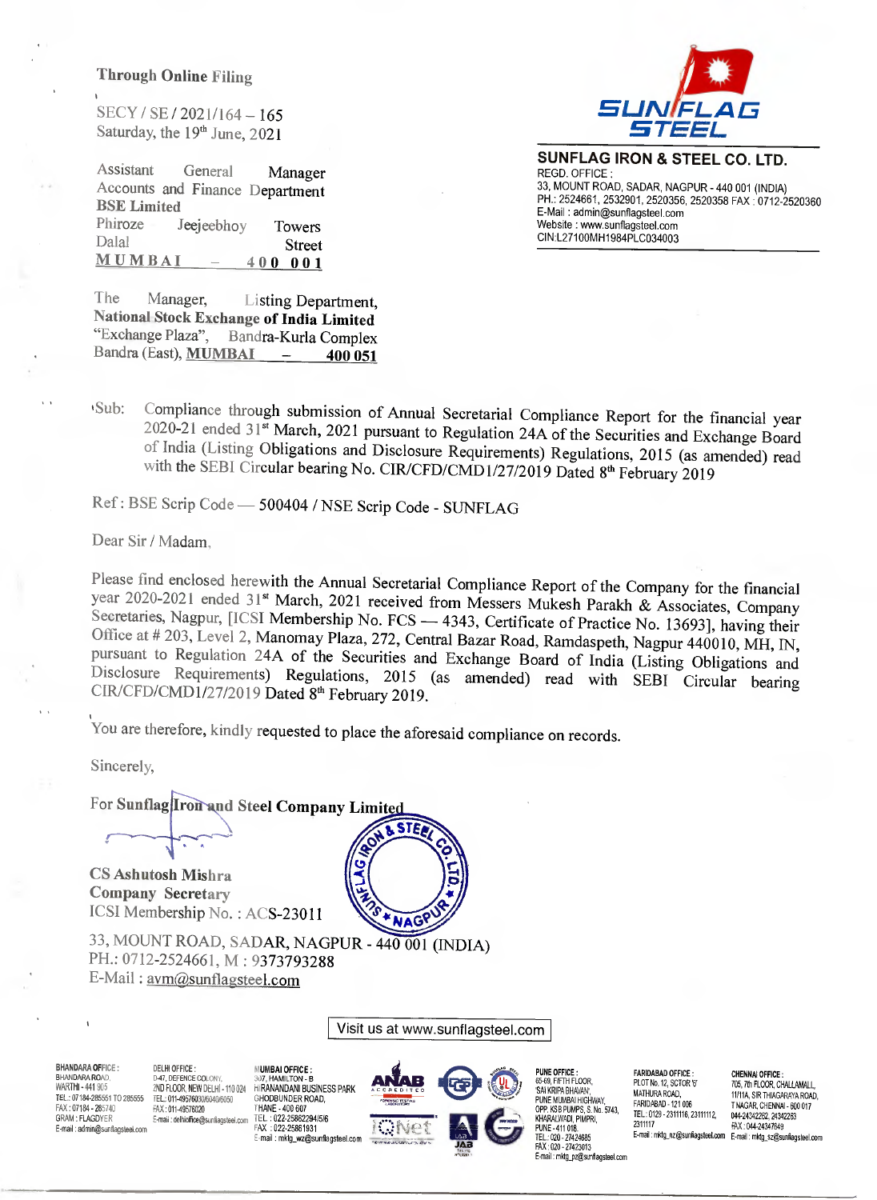**Through Online Filing**

SECY / SE / 2021/164 – 165
Saturday, the 19th June, 2021

Assistant General Manager
Accounts and Finance Department
**BSE Limited**
Phiroze Jeejeebhoy Towers
Dalal Street
**MUMBAI – 400 001**

The Manager, Listing Department,
**National Stock Exchange of India Limited**
"Exchange Plaza", Bandra-Kurla Complex
Bandra (East), **MUMBAI – 400 051**

**SUNFLAG STEEL**

**SUNFLAG IRON & STEEL CO. LTD.**
REGD. OFFICE :
33, MOUNT ROAD, SADAR, NAGPUR - 440 001 (INDIA)
PH.: 2524661, 2532901, 2520356, 2520358 FAX : 0712-2520360
E-Mail : admin@sunflagsteel.com
Website : www.sunflagsteel.com
CIN:L27100MH1984PLC034003

Sub: Compliance through submission of Annual Secretarial Compliance Report for the financial year 2020-21 ended 31st March, 2021 pursuant to Regulation 24A of the Securities and Exchange Board of India (Listing Obligations and Disclosure Requirements) Regulations, 2015 (as amended) read with the SEBI Circular bearing No. CIR/CFD/CMD1/27/2019 Dated 8th February 2019

Ref : BSE Scrip Code — 500404 / NSE Scrip Code - SUNFLAG

Dear Sir / Madam,

Please find enclosed herewith the Annual Secretarial Compliance Report of the Company for the financial year 2020-2021 ended 31st March, 2021 received from Messers Mukesh Parakh & Associates, Company Secretaries, Nagpur, [ICSI Membership No. FCS — 4343, Certificate of Practice No. 13693], having their Office at # 203, Level 2, Manomay Plaza, 272, Central Bazar Road, Ramdaspeth, Nagpur 440010, MH, IN, pursuant to Regulation 24A of the Securities and Exchange Board of India (Listing Obligations and Disclosure Requirements) Regulations, 2015 (as amended) read with SEBI Circular bearing CIR/CFD/CMD1/27/2019 Dated 8th February 2019.

You are therefore, kindly requested to place the aforesaid compliance on records.

Sincerely,

For **Sunflag Iron and Steel Company Limited**

**CS Ashutosh Mishra**
**Company Secretary**
ICSI Membership No. : ACS-23011

33, MOUNT ROAD, SADAR, NAGPUR - 440 001 (INDIA)
PH.: 0712-2524661, M : 9373793288
E-Mail : avm@sunflagsteel.com

Visit us at www.sunflagsteel.com

**BHANDARA OFFICE :** BHANDARA ROAD, WARTHI - 441 905 TEL.: 07184-285551 TO 285555 FAX : 07184-285740 GRAM : FLAGDYER E-mail : admin@sunflagsteel.com

**DELHI OFFICE :** D-47, DEFENCE COLONY, 2ND FLOOR, NEW DELHI - 110 024 TEL.: 011-49576030/6040/6050 FAX : 011-49576020 E-mail : delhioffice@sunflagsteel.com

**MUMBAI OFFICE :** 307, HAMILTON - B HIRANANDANI BUSINESS PARK GHODBUNDER ROAD, THANE - 400 607 TEL. : 022-25862294/5/6 FAX : 022-25861931 E-mail : mktg_wz@sunflagsteel.com

**PUNE OFFICE :** 65-69, FIFTH FLOOR, 'SAI KRIPA BHAVAN', PUNE MUMBAI HIGHWAY, OPP. KSB PUMPS, S. No. 5743, KHARALWADI, PIMPRI, PUNE - 411 018. TEL : 020 - 27424685 FAX : 020 - 27423013 E-mail : mktg_pz@sunflagsteel.com

**FARIDABAD OFFICE :** PLOT No. 12, SECTOR '6' MATHURA ROAD, FARIDABAD - 121 006 TEL.: 0129 - 2311116, 23111112, 2311117 E-mail : mktg_nz@sunflagsteel.com

**CHENNAI OFFICE :** 705, 7th FLOOR, CHALLAMALL, 11/11A, SIR THIAGARAYA ROAD, T NAGAR, CHENNAI - 600 017 044-24342262, 24342263 FAX : 044-24347649 E-mail : mktg_sz@sunflagsteel.com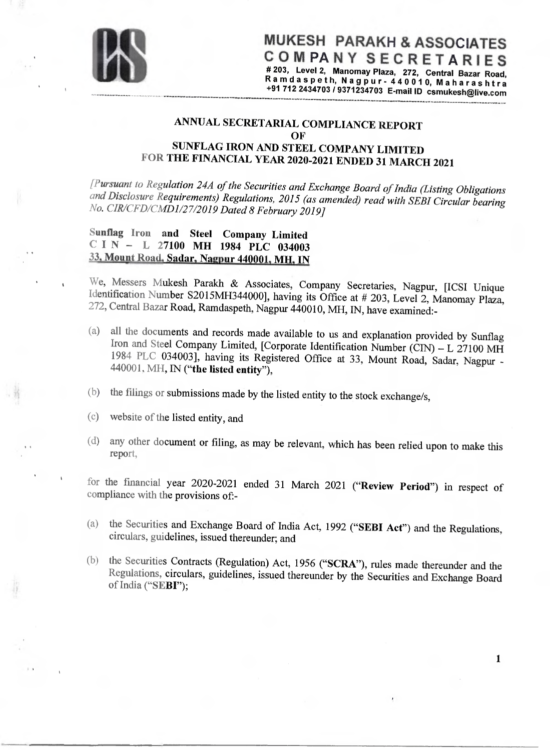**MUKESH PARAKH & ASSOCIATES**
**COMPANY SECRETARIES**
# 203, Level 2, Manomay Plaza, 272, Central Bazar Road, Ramdaspeth, Nagpur- 440010, Maharashtra
+91 712 2434703 / 9371234703 E-mail ID csmukesh@live.com

## ANNUAL SECRETARIAL COMPLIANCE REPORT
## OF
## SUNFLAG IRON AND STEEL COMPANY LIMITED
## FOR THE FINANCIAL YEAR 2020-2021 ENDED 31 MARCH 2021

*[Pursuant to Regulation 24A of the Securities and Exchange Board of India (Listing Obligations and Disclosure Requirements) Regulations, 2015 (as amended) read with SEBI Circular bearing No. CIR/CFD/CMD1/27/2019 Dated 8 February 2019]*

**Sunflag Iron and Steel Company Limited**
**C I N – L 27100 MH 1984 PLC 034003**
**33, Mount Road, Sadar, Nagpur 440001, MH, IN**

We, Messers Mukesh Parakh & Associates, Company Secretaries, Nagpur, [ICSI Unique Identification Number S2015MH344000], having its Office at # 203, Level 2, Manomay Plaza, 272, Central Bazar Road, Ramdaspeth, Nagpur 440010, MH, IN, have examined:-

(a) all the documents and records made available to us and explanation provided by Sunflag Iron and Steel Company Limited, [Corporate Identification Number (CIN) – L 27100 MH 1984 PLC 034003], having its Registered Office at 33, Mount Road, Sadar, Nagpur - 440001, MH, IN (**"the listed entity"**),

(b) the filings or submissions made by the listed entity to the stock exchange/s,

(c) website of the listed entity, and

(d) any other document or filing, as may be relevant, which has been relied upon to make this report,

for the financial year 2020-2021 ended 31 March 2021 (**"Review Period"**) in respect of compliance with the provisions of:-

(a) the Securities and Exchange Board of India Act, 1992 (**"SEBI Act"**) and the Regulations, circulars, guidelines, issued thereunder; and

(b) the Securities Contracts (Regulation) Act, 1956 (**"SCRA"**), rules made thereunder and the Regulations, circulars, guidelines, issued thereunder by the Securities and Exchange Board of India (**"SEBI"**);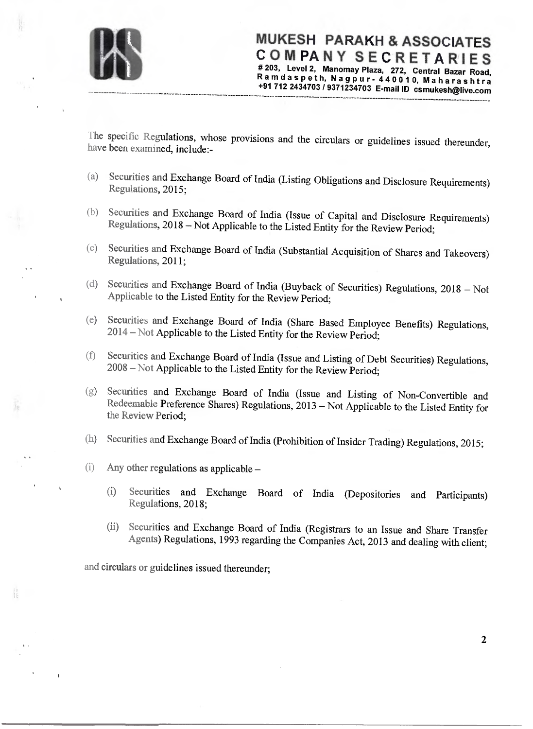The specific Regulations, whose provisions and the circulars or guidelines issued thereunder, have been examined, include:-

(a) Securities and Exchange Board of India (Listing Obligations and Disclosure Requirements) Regulations, 2015;

(b) Securities and Exchange Board of India (Issue of Capital and Disclosure Requirements) Regulations, 2018 – Not Applicable to the Listed Entity for the Review Period;

(c) Securities and Exchange Board of India (Substantial Acquisition of Shares and Takeovers) Regulations, 2011;

(d) Securities and Exchange Board of India (Buyback of Securities) Regulations, 2018 – Not Applicable to the Listed Entity for the Review Period;

(e) Securities and Exchange Board of India (Share Based Employee Benefits) Regulations, 2014 – Not Applicable to the Listed Entity for the Review Period;

(f) Securities and Exchange Board of India (Issue and Listing of Debt Securities) Regulations, 2008 – Not Applicable to the Listed Entity for the Review Period;

(g) Securities and Exchange Board of India (Issue and Listing of Non-Convertible and Redeemable Preference Shares) Regulations, 2013 – Not Applicable to the Listed Entity for the Review Period;

(h) Securities and Exchange Board of India (Prohibition of Insider Trading) Regulations, 2015;

(i) Any other regulations as applicable –

    (i) Securities and Exchange Board of India (Depositories and Participants) Regulations, 2018;

    (ii) Securities and Exchange Board of India (Registrars to an Issue and Share Transfer Agents) Regulations, 1993 regarding the Companies Act, 2013 and dealing with client;

and circulars or guidelines issued thereunder;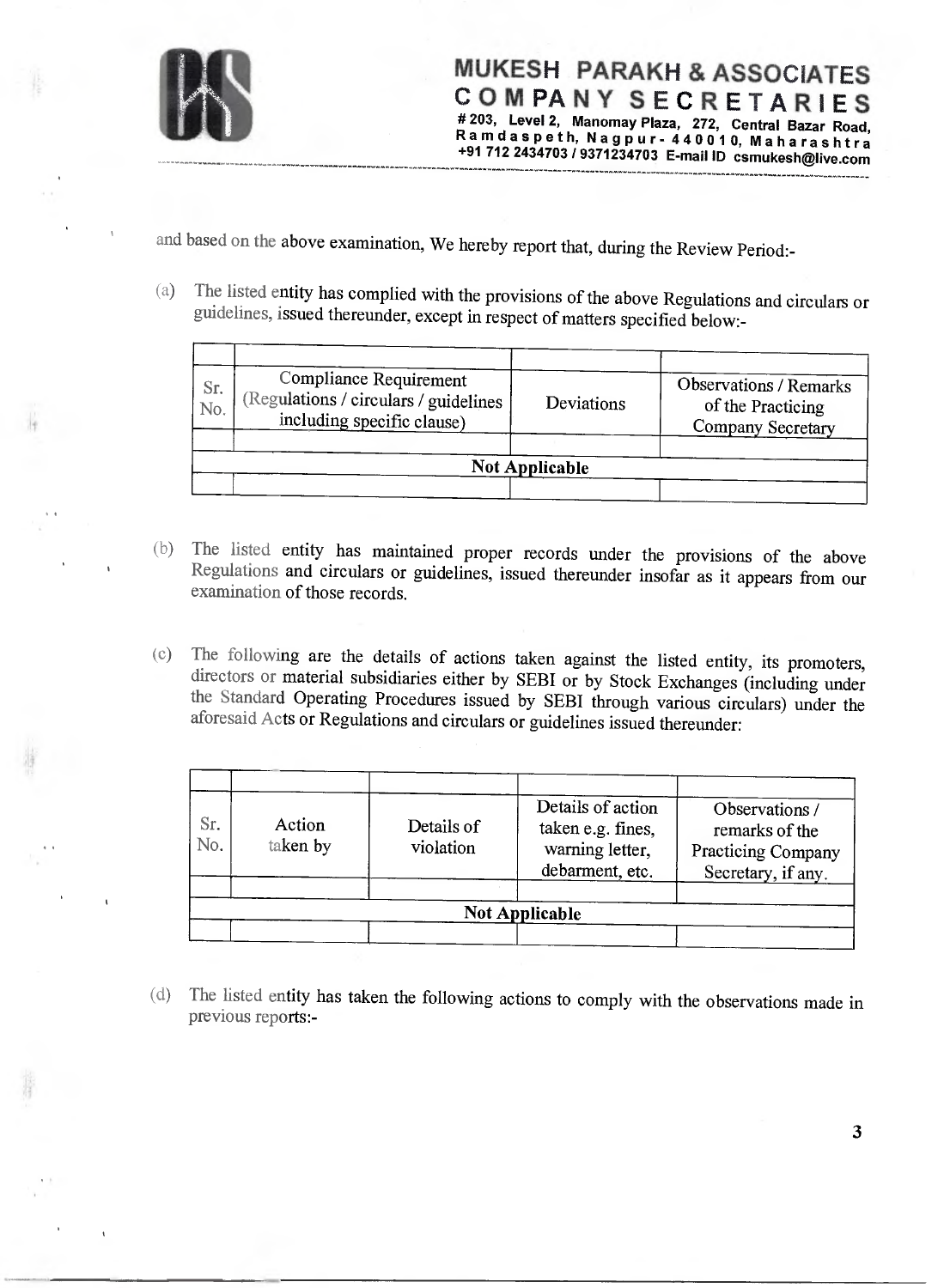and based on the above examination, We hereby report that, during the Review Period:-

(a) The listed entity has complied with the provisions of the above Regulations and circulars or guidelines, issued thereunder, except in respect of matters specified below:-

| Sr. No. | Compliance Requirement (Regulations / circulars / guidelines including specific clause) | Deviations | Observations / Remarks of the Practicing Company Secretary |
|---|---|---|---|
| | | | |
| Not Applicable | | | |
| | | | |

(b) The listed entity has maintained proper records under the provisions of the above Regulations and circulars or guidelines, issued thereunder insofar as it appears from our examination of those records.

(c) The following are the details of actions taken against the listed entity, its promoters, directors or material subsidiaries either by SEBI or by Stock Exchanges (including under the Standard Operating Procedures issued by SEBI through various circulars) under the aforesaid Acts or Regulations and circulars or guidelines issued thereunder:

| Sr. No. | Action taken by | Details of violation | Details of action taken e.g. fines, warning letter, debarment, etc. | Observations / remarks of the Practicing Company Secretary, if any. |
|---|---|---|---|---|
| | | | | |
| Not Applicable | | | | |
| | | | | |

(d) The listed entity has taken the following actions to comply with the observations made in previous reports:-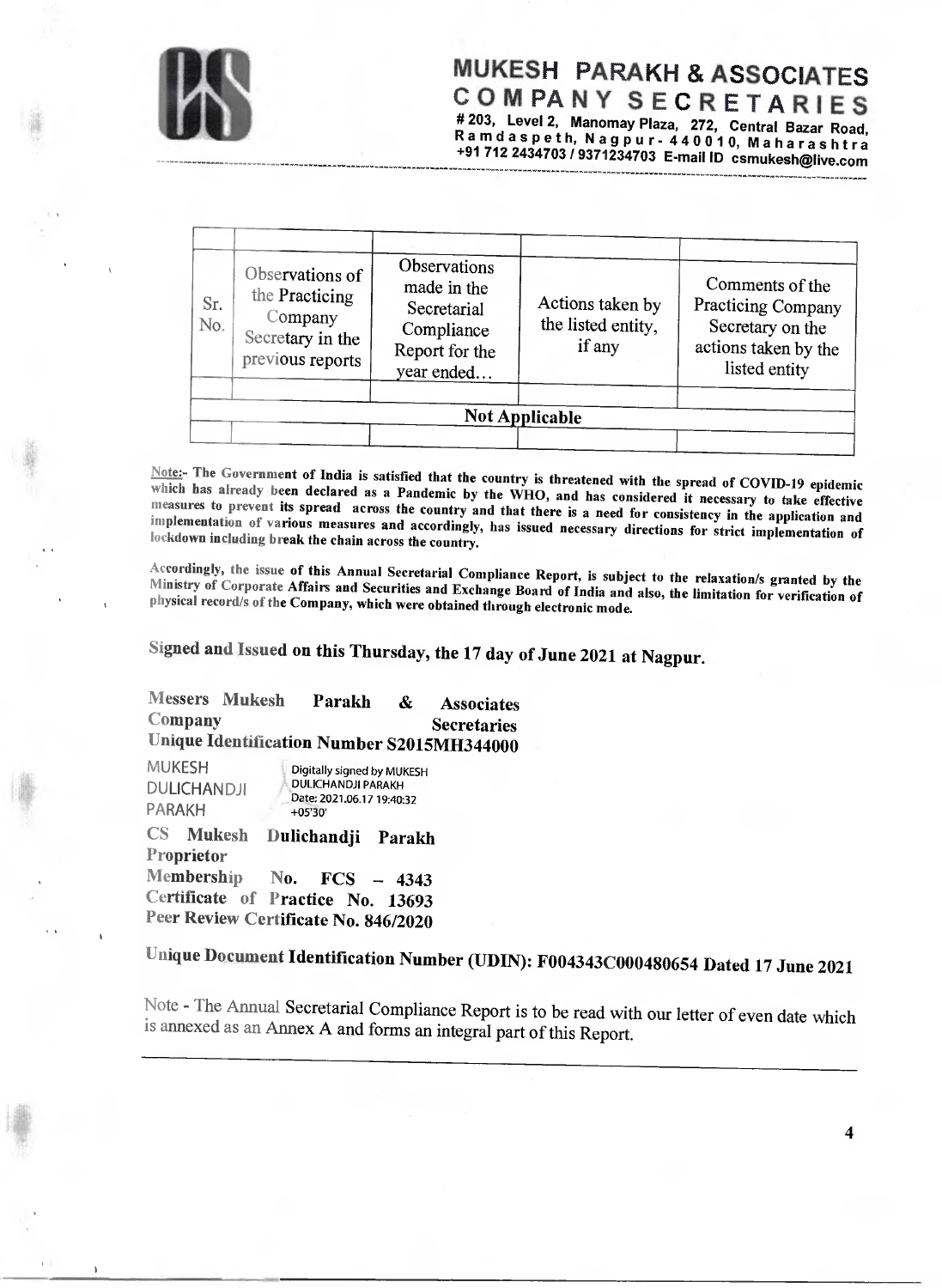| Sr. No. | Observations of the Practicing Company Secretary in the previous reports | Observations made in the Secretarial Compliance Report for the year ended… | Actions taken by the listed entity, if any | Comments of the Practicing Company Secretary on the actions taken by the listed entity |
|---|---|---|---|---|
| | | | | |
| Not Applicable | | | | |
| | | | | |

Note:- The Government of India is satisfied that the country is threatened with the spread of COVID-19 epidemic which has already been declared as a Pandemic by the WHO, and has considered it necessary to take effective measures to prevent its spread across the country and that there is a need for consistency in the application and implementation of various measures and accordingly, has issued necessary directions for strict implementation of lockdown including break the chain across the country.

Accordingly, the issue of this Annual Secretarial Compliance Report, is subject to the relaxation/s granted by the Ministry of Corporate Affairs and Securities and Exchange Board of India and also, the limitation for verification of physical record/s of the Company, which were obtained through electronic mode.

**Signed and Issued on this Thursday, the 17 day of June 2021 at Nagpur.**

**Messers Mukesh Parakh & Associates Company Secretaries**
**Unique Identification Number S2015MH344000**

MUKESH DULICHANDJI PARAKH — Digitally signed by MUKESH DULICHANDJI PARAKH Date: 2021.06.17 19:40:32 +05'30'

**CS Mukesh Dulichandji Parakh**
**Proprietor**
**Membership No. FCS – 4343**
**Certificate of Practice No. 13693**
**Peer Review Certificate No. 846/2020**

**Unique Document Identification Number (UDIN): F004343C000480654 Dated 17 June 2021**

Note - The Annual Secretarial Compliance Report is to be read with our letter of even date which is annexed as an Annex A and forms an integral part of this Report.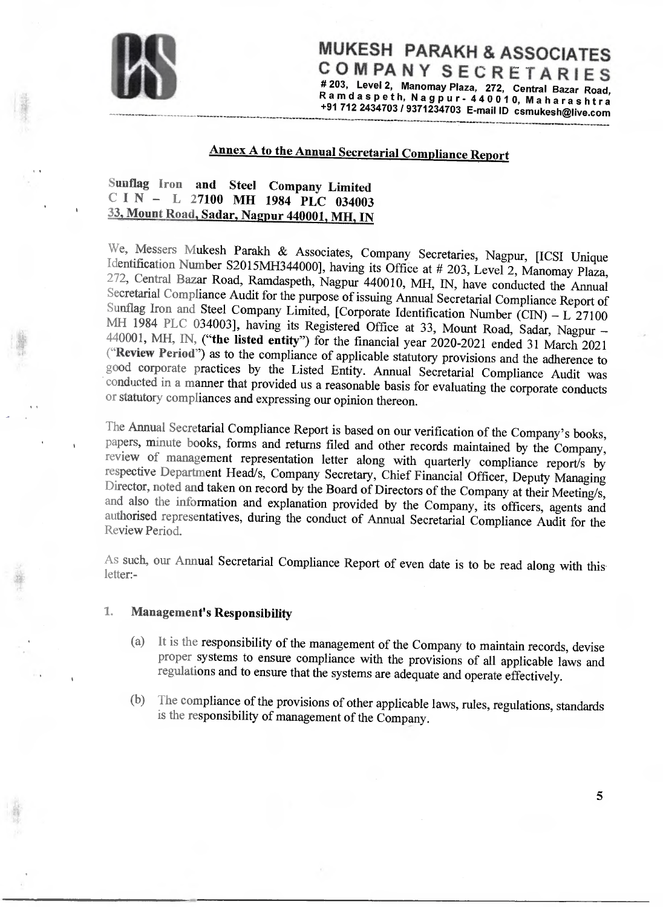**MUKESH PARAKH & ASSOCIATES**
**COMPANY SECRETARIES**
# 203, Level 2, Manomay Plaza, 272, Central Bazar Road, Ramdaspeth, Nagpur - 440010, Maharashtra
+91 712 2434703 / 9371234703 E-mail ID csmukesh@live.com

## Annex A to the Annual Secretarial Compliance Report

**Sunflag Iron and Steel Company Limited**
**C I N – L 27100 MH 1984 PLC 034003**
**33, Mount Road, Sadar, Nagpur 440001, MH, IN**

We, Messers Mukesh Parakh & Associates, Company Secretaries, Nagpur, [ICSI Unique Identification Number S2015MH344000], having its Office at # 203, Level 2, Manomay Plaza, 272, Central Bazar Road, Ramdaspeth, Nagpur 440010, MH, IN, have conducted the Annual Secretarial Compliance Audit for the purpose of issuing Annual Secretarial Compliance Report of Sunflag Iron and Steel Company Limited, [Corporate Identification Number (CIN) – L 27100 MH 1984 PLC 034003], having its Registered Office at 33, Mount Road, Sadar, Nagpur – 440001, MH, IN, (**"the listed entity"**) for the financial year 2020-2021 ended 31 March 2021 (**"Review Period"**) as to the compliance of applicable statutory provisions and the adherence to good corporate practices by the Listed Entity. Annual Secretarial Compliance Audit was conducted in a manner that provided us a reasonable basis for evaluating the corporate conducts or statutory compliances and expressing our opinion thereon.

The Annual Secretarial Compliance Report is based on our verification of the Company's books, papers, minute books, forms and returns filed and other records maintained by the Company, review of management representation letter along with quarterly compliance report/s by respective Department Head/s, Company Secretary, Chief Financial Officer, Deputy Managing Director, noted and taken on record by the Board of Directors of the Company at their Meeting/s, and also the information and explanation provided by the Company, its officers, agents and authorised representatives, during the conduct of Annual Secretarial Compliance Audit for the Review Period.

As such, our Annual Secretarial Compliance Report of even date is to be read along with this letter:-

1. **Management's Responsibility**

   (a) It is the responsibility of the management of the Company to maintain records, devise proper systems to ensure compliance with the provisions of all applicable laws and regulations and to ensure that the systems are adequate and operate effectively.

   (b) The compliance of the provisions of other applicable laws, rules, regulations, standards is the responsibility of management of the Company.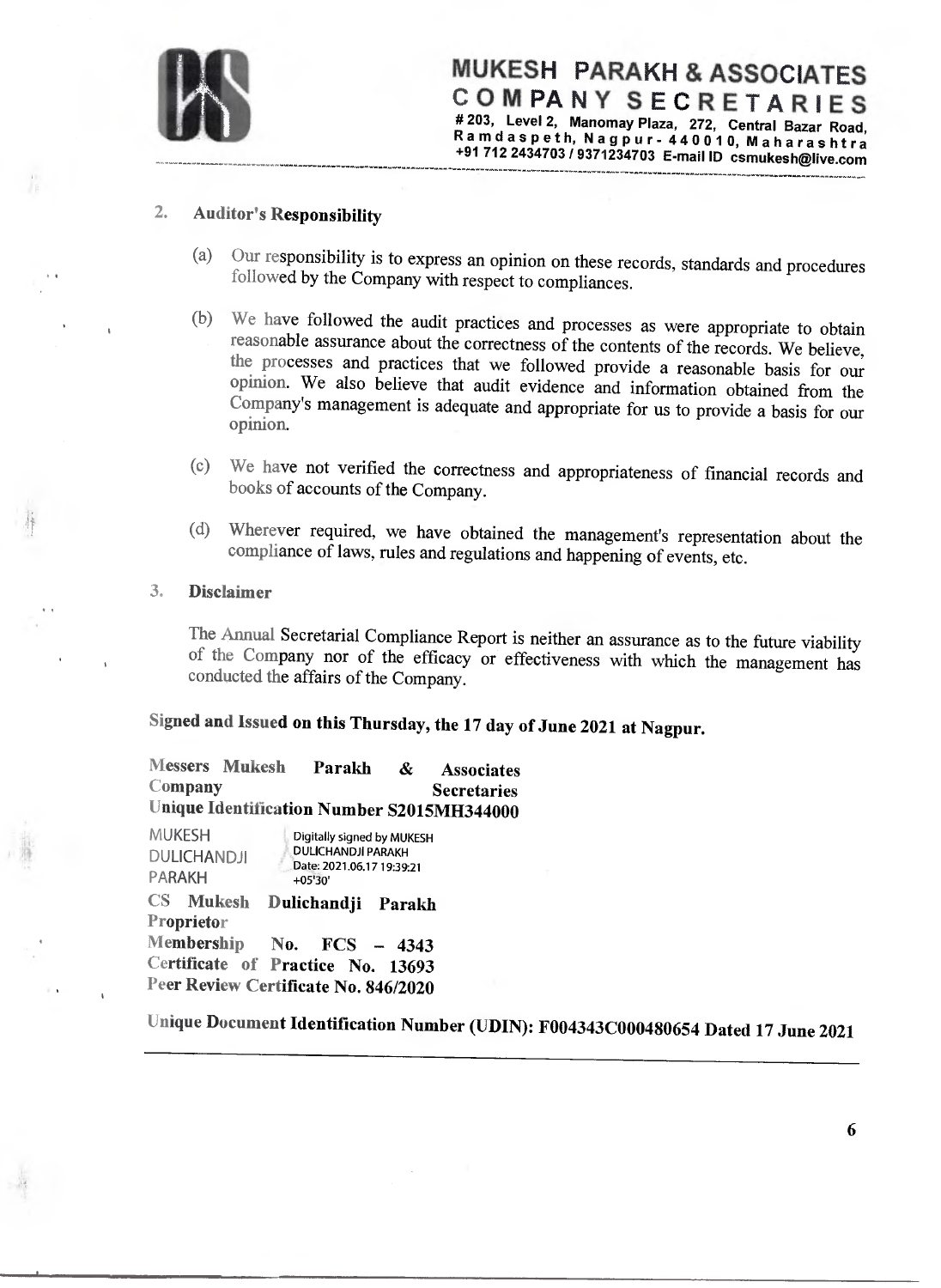## 2. Auditor's Responsibility

(a) Our responsibility is to express an opinion on these records, standards and procedures followed by the Company with respect to compliances.

(b) We have followed the audit practices and processes as were appropriate to obtain reasonable assurance about the correctness of the contents of the records. We believe, the processes and practices that we followed provide a reasonable basis for our opinion. We also believe that audit evidence and information obtained from the Company's management is adequate and appropriate for us to provide a basis for our opinion.

(c) We have not verified the correctness and appropriateness of financial records and books of accounts of the Company.

(d) Wherever required, we have obtained the management's representation about the compliance of laws, rules and regulations and happening of events, etc.

## 3. Disclaimer

The Annual Secretarial Compliance Report is neither an assurance as to the future viability of the Company nor of the efficacy or effectiveness with which the management has conducted the affairs of the Company.

**Signed and Issued on this Thursday, the 17 day of June 2021 at Nagpur.**

**Messers Mukesh Parakh & Associates**
**Company Secretaries**
**Unique Identification Number S2015MH344000**

MUKESH DULICHANDJI PARAKH
Digitally signed by MUKESH DULICHANDJI PARAKH
Date: 2021.06.17 19:39:21 +05'30'

**CS Mukesh Dulichandji Parakh**
**Proprietor**
**Membership No. FCS – 4343**
**Certificate of Practice No. 13693**
**Peer Review Certificate No. 846/2020**

**Unique Document Identification Number (UDIN): F004343C000480654 Dated 17 June 2021**